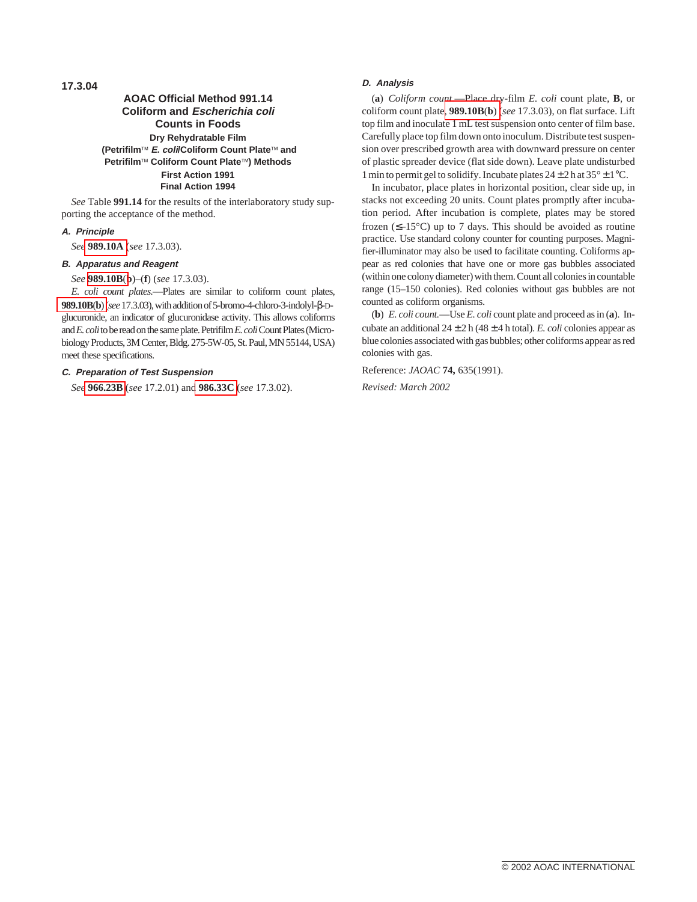**17.3.04**

## AOAC Official Method 991.14 Coliform and *Escherichia coli* Counts in Foods

### Dry Rehydratable Film (Petrifilm™ *E. coli*/Coliform Count Plate™ and Petrifilm™ Coliform Count Plate™) Methods

**First Action 1991**
**Final Action 1994**

*See* Table **991.14** for the results of the interlaboratory study supporting the acceptance of the method.

### *A. Principle*

*See* **989.10A** (*see* 17.3.03).

### *B. Apparatus and Reagent*

*See* **989.10B**(**b**)–(**f**) (*see* 17.3.03).

*E. coli count plates.*—Plates are similar to coliform count plates, **989.10B**(**b**) (*see* 17.3.03), with addition of 5-bromo-4-chloro-3-indolyl-β-D-glucuronide, an indicator of glucuronidase activity. This allows coliforms and *E. coli* to be read on the same plate. Petrifilm *E. coli* Count Plates (Microbiology Products, 3M Center, Bldg. 275-5W-05, St. Paul, MN 55144, USA) meet these specifications.

### *C. Preparation of Test Suspension*

*See* **966.23B** (*see* 17.2.01) and **986.33C** (*see* 17.3.02).

### *D. Analysis*

(**a**) *Coliform count.*—Place dry-film *E. coli* count plate, **B**, or coliform count plate, **989.10B**(**b**) (*see* 17.3.03), on flat surface. Lift top film and inoculate 1 mL test suspension onto center of film base. Carefully place top film down onto inoculum. Distribute test suspension over prescribed growth area with downward pressure on center of plastic spreader device (flat side down). Leave plate undisturbed 1 min to permit gel to solidify. Incubate plates 24 ± 2 h at 35° ± 1°C.

In incubator, place plates in horizontal position, clear side up, in stacks not exceeding 20 units. Count plates promptly after incubation period. After incubation is complete, plates may be stored frozen (≤–15°C) up to 7 days. This should be avoided as routine practice. Use standard colony counter for counting purposes. Magnifier-illuminator may also be used to facilitate counting. Coliforms appear as red colonies that have one or more gas bubbles associated (within one colony diameter) with them. Count all colonies in countable range (15–150 colonies). Red colonies without gas bubbles are not counted as coliform organisms.

(**b**) *E. coli count.*—Use *E. coli* count plate and proceed as in (**a**). Incubate an additional 24 ± 2 h (48 ± 4 h total). *E. coli* colonies appear as blue colonies associated with gas bubbles; other coliforms appear as red colonies with gas.

Reference: *JAOAC* **74,** 635(1991).

*Revised: March 2002*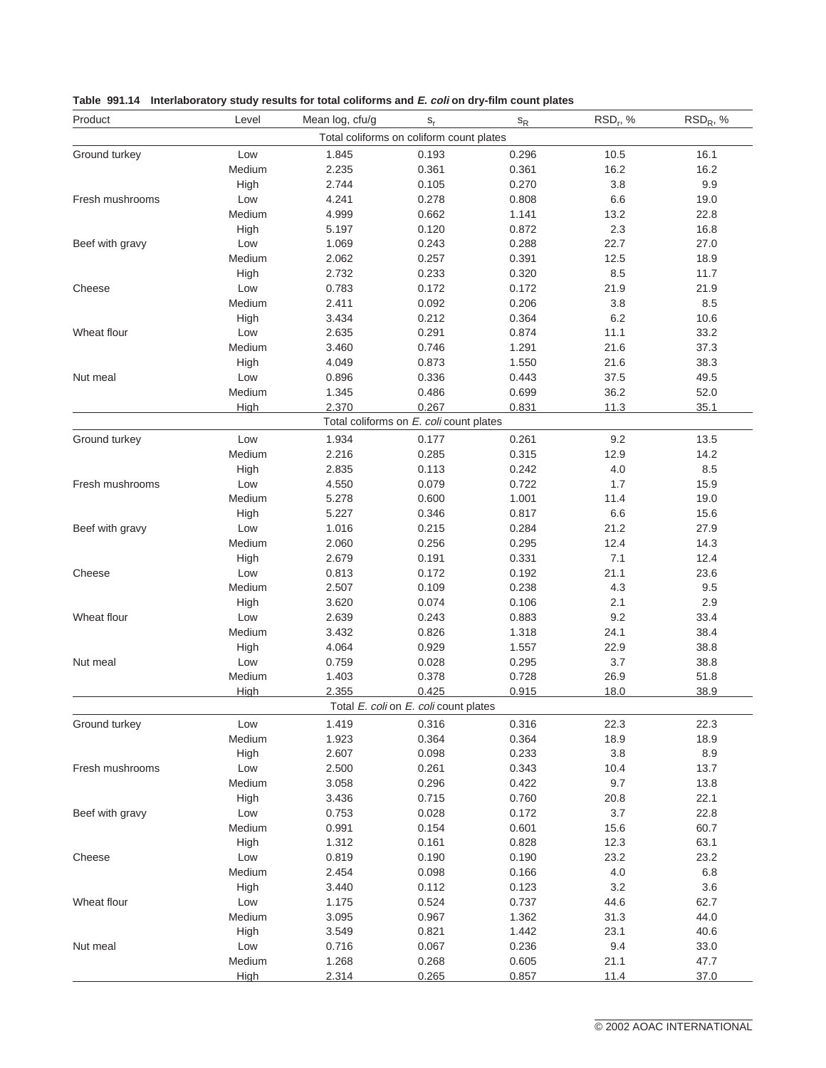**Table 991.14 Interlaboratory study results for total coliforms and *E. coli* on dry-film count plates**

| Product | Level | Mean log, cfu/g | $s_r$ | $s_R$ | $RSD_r$, % | $RSD_R$, % |
|---|---|---|---|---|---|---|
| | | Total coliforms on coliform count plates | | | | |
| Ground turkey | Low | 1.845 | 0.193 | 0.296 | 10.5 | 16.1 |
| | Medium | 2.235 | 0.361 | 0.361 | 16.2 | 16.2 |
| | High | 2.744 | 0.105 | 0.270 | 3.8 | 9.9 |
| Fresh mushrooms | Low | 4.241 | 0.278 | 0.808 | 6.6 | 19.0 |
| | Medium | 4.999 | 0.662 | 1.141 | 13.2 | 22.8 |
| | High | 5.197 | 0.120 | 0.872 | 2.3 | 16.8 |
| Beef with gravy | Low | 1.069 | 0.243 | 0.288 | 22.7 | 27.0 |
| | Medium | 2.062 | 0.257 | 0.391 | 12.5 | 18.9 |
| | High | 2.732 | 0.233 | 0.320 | 8.5 | 11.7 |
| Cheese | Low | 0.783 | 0.172 | 0.172 | 21.9 | 21.9 |
| | Medium | 2.411 | 0.092 | 0.206 | 3.8 | 8.5 |
| | High | 3.434 | 0.212 | 0.364 | 6.2 | 10.6 |
| Wheat flour | Low | 2.635 | 0.291 | 0.874 | 11.1 | 33.2 |
| | Medium | 3.460 | 0.746 | 1.291 | 21.6 | 37.3 |
| | High | 4.049 | 0.873 | 1.550 | 21.6 | 38.3 |
| Nut meal | Low | 0.896 | 0.336 | 0.443 | 37.5 | 49.5 |
| | Medium | 1.345 | 0.486 | 0.699 | 36.2 | 52.0 |
| | High | 2.370 | 0.267 | 0.831 | 11.3 | 35.1 |
| | | Total coliforms on *E. coli* count plates | | | | |
| Ground turkey | Low | 1.934 | 0.177 | 0.261 | 9.2 | 13.5 |
| | Medium | 2.216 | 0.285 | 0.315 | 12.9 | 14.2 |
| | High | 2.835 | 0.113 | 0.242 | 4.0 | 8.5 |
| Fresh mushrooms | Low | 4.550 | 0.079 | 0.722 | 1.7 | 15.9 |
| | Medium | 5.278 | 0.600 | 1.001 | 11.4 | 19.0 |
| | High | 5.227 | 0.346 | 0.817 | 6.6 | 15.6 |
| Beef with gravy | Low | 1.016 | 0.215 | 0.284 | 21.2 | 27.9 |
| | Medium | 2.060 | 0.256 | 0.295 | 12.4 | 14.3 |
| | High | 2.679 | 0.191 | 0.331 | 7.1 | 12.4 |
| Cheese | Low | 0.813 | 0.172 | 0.192 | 21.1 | 23.6 |
| | Medium | 2.507 | 0.109 | 0.238 | 4.3 | 9.5 |
| | High | 3.620 | 0.074 | 0.106 | 2.1 | 2.9 |
| Wheat flour | Low | 2.639 | 0.243 | 0.883 | 9.2 | 33.4 |
| | Medium | 3.432 | 0.826 | 1.318 | 24.1 | 38.4 |
| | High | 4.064 | 0.929 | 1.557 | 22.9 | 38.8 |
| Nut meal | Low | 0.759 | 0.028 | 0.295 | 3.7 | 38.8 |
| | Medium | 1.403 | 0.378 | 0.728 | 26.9 | 51.8 |
| | High | 2.355 | 0.425 | 0.915 | 18.0 | 38.9 |
| | | Total *E. coli* on *E. coli* count plates | | | | |
| Ground turkey | Low | 1.419 | 0.316 | 0.316 | 22.3 | 22.3 |
| | Medium | 1.923 | 0.364 | 0.364 | 18.9 | 18.9 |
| | High | 2.607 | 0.098 | 0.233 | 3.8 | 8.9 |
| Fresh mushrooms | Low | 2.500 | 0.261 | 0.343 | 10.4 | 13.7 |
| | Medium | 3.058 | 0.296 | 0.422 | 9.7 | 13.8 |
| | High | 3.436 | 0.715 | 0.760 | 20.8 | 22.1 |
| Beef with gravy | Low | 0.753 | 0.028 | 0.172 | 3.7 | 22.8 |
| | Medium | 0.991 | 0.154 | 0.601 | 15.6 | 60.7 |
| | High | 1.312 | 0.161 | 0.828 | 12.3 | 63.1 |
| Cheese | Low | 0.819 | 0.190 | 0.190 | 23.2 | 23.2 |
| | Medium | 2.454 | 0.098 | 0.166 | 4.0 | 6.8 |
| | High | 3.440 | 0.112 | 0.123 | 3.2 | 3.6 |
| Wheat flour | Low | 1.175 | 0.524 | 0.737 | 44.6 | 62.7 |
| | Medium | 3.095 | 0.967 | 1.362 | 31.3 | 44.0 |
| | High | 3.549 | 0.821 | 1.442 | 23.1 | 40.6 |
| Nut meal | Low | 0.716 | 0.067 | 0.236 | 9.4 | 33.0 |
| | Medium | 1.268 | 0.268 | 0.605 | 21.1 | 47.7 |
| | High | 2.314 | 0.265 | 0.857 | 11.4 | 37.0 |

© 2002 AOAC INTERNATIONAL